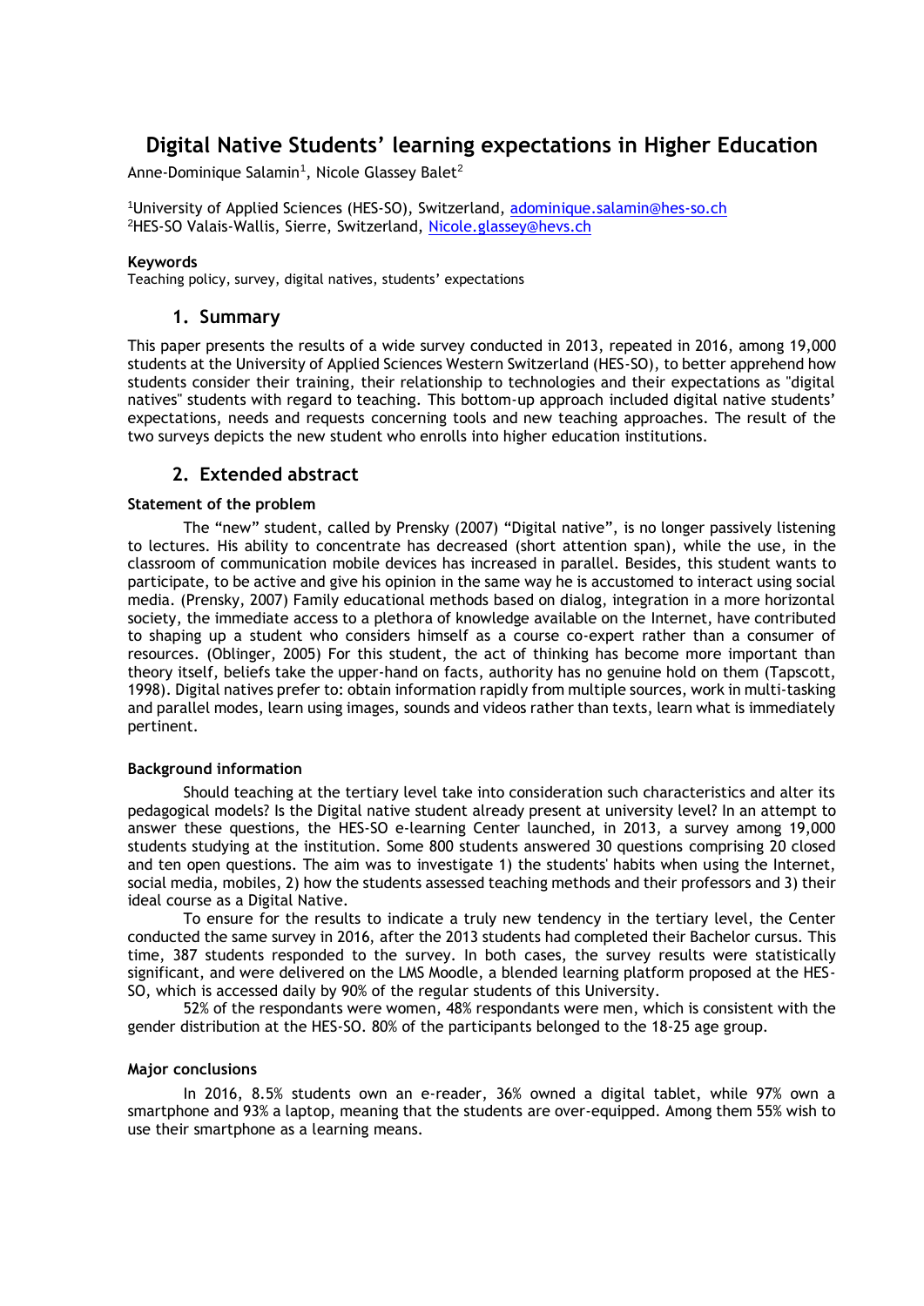# Digital Native Students' learning expectations in Higher Education

Anne-Dominique Salamin[1], Nicole Glassey Balet[2]

[1]University of Applied Sciences (HES-SO), Switzerland, adominique.salamin@hes-so.ch
[2]HES-SO Valais-Wallis, Sierre, Switzerland, Nicole.glassey@hevs.ch

**Keywords**
Teaching policy, survey, digital natives, students' expectations

## 1. Summary

This paper presents the results of a wide survey conducted in 2013, repeated in 2016, among 19,000 students at the University of Applied Sciences Western Switzerland (HES-SO), to better apprehend how students consider their training, their relationship to technologies and their expectations as "digital natives" students with regard to teaching. This bottom-up approach included digital native students' expectations, needs and requests concerning tools and new teaching approaches. The result of the two surveys depicts the new student who enrolls into higher education institutions.

## 2. Extended abstract

### Statement of the problem

The "new" student, called by Prensky (2007) "Digital native", is no longer passively listening to lectures. His ability to concentrate has decreased (short attention span), while the use, in the classroom of communication mobile devices has increased in parallel. Besides, this student wants to participate, to be active and give his opinion in the same way he is accustomed to interact using social media. (Prensky, 2007) Family educational methods based on dialog, integration in a more horizontal society, the immediate access to a plethora of knowledge available on the Internet, have contributed to shaping up a student who considers himself as a course co-expert rather than a consumer of resources. (Oblinger, 2005) For this student, the act of thinking has become more important than theory itself, beliefs take the upper-hand on facts, authority has no genuine hold on them (Tapscott, 1998). Digital natives prefer to: obtain information rapidly from multiple sources, work in multi-tasking and parallel modes, learn using images, sounds and videos rather than texts, learn what is immediately pertinent.

### Background information

Should teaching at the tertiary level take into consideration such characteristics and alter its pedagogical models? Is the Digital native student already present at university level? In an attempt to answer these questions, the HES-SO e-learning Center launched, in 2013, a survey among 19,000 students studying at the institution. Some 800 students answered 30 questions comprising 20 closed and ten open questions. The aim was to investigate 1) the students' habits when using the Internet, social media, mobiles, 2) how the students assessed teaching methods and their professors and 3) their ideal course as a Digital Native.

To ensure for the results to indicate a truly new tendency in the tertiary level, the Center conducted the same survey in 2016, after the 2013 students had completed their Bachelor cursus. This time, 387 students responded to the survey. In both cases, the survey results were statistically significant, and were delivered on the LMS Moodle, a blended learning platform proposed at the HES-SO, which is accessed daily by 90% of the regular students of this University.

52% of the respondants were women, 48% respondants were men, which is consistent with the gender distribution at the HES-SO. 80% of the participants belonged to the 18-25 age group.

### Major conclusions

In 2016, 8.5% students own an e-reader, 36% owned a digital tablet, while 97% own a smartphone and 93% a laptop, meaning that the students are over-equipped. Among them 55% wish to use their smartphone as a learning means.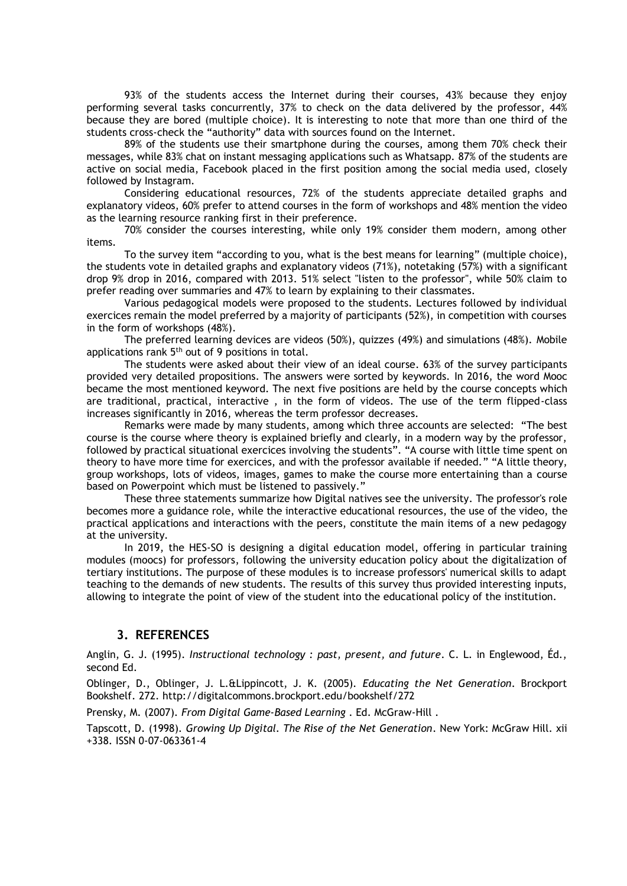93% of the students access the Internet during their courses, 43% because they enjoy performing several tasks concurrently, 37% to check on the data delivered by the professor, 44% because they are bored (multiple choice). It is interesting to note that more than one third of the students cross-check the "authority" data with sources found on the Internet.

89% of the students use their smartphone during the courses, among them 70% check their messages, while 83% chat on instant messaging applications such as Whatsapp. 87% of the students are active on social media, Facebook placed in the first position among the social media used, closely followed by Instagram.

Considering educational resources, 72% of the students appreciate detailed graphs and explanatory videos, 60% prefer to attend courses in the form of workshops and 48% mention the video as the learning resource ranking first in their preference.

70% consider the courses interesting, while only 19% consider them modern, among other items.

To the survey item "according to you, what is the best means for learning" (multiple choice), the students vote in detailed graphs and explanatory videos (71%), notetaking (57%) with a significant drop 9% drop in 2016, compared with 2013. 51% select "listen to the professor", while 50% claim to prefer reading over summaries and 47% to learn by explaining to their classmates.

Various pedagogical models were proposed to the students. Lectures followed by individual exercices remain the model preferred by a majority of participants (52%), in competition with courses in the form of workshops (48%).

The preferred learning devices are videos (50%), quizzes (49%) and simulations (48%). Mobile applications rank 5th out of 9 positions in total.

The students were asked about their view of an ideal course. 63% of the survey participants provided very detailed propositions. The answers were sorted by keywords. In 2016, the word Mooc became the most mentioned keyword. The next five positions are held by the course concepts which are traditional, practical, interactive , in the form of videos. The use of the term flipped-class increases significantly in 2016, whereas the term professor decreases.

Remarks were made by many students, among which three accounts are selected: "The best course is the course where theory is explained briefly and clearly, in a modern way by the professor, followed by practical situational exercices involving the students". "A course with little time spent on theory to have more time for exercices, and with the professor available if needed." "A little theory, group workshops, lots of videos, images, games to make the course more entertaining than a course based on Powerpoint which must be listened to passively."

These three statements summarize how Digital natives see the university. The professor's role becomes more a guidance role, while the interactive educational resources, the use of the video, the practical applications and interactions with the peers, constitute the main items of a new pedagogy at the university.

In 2019, the HES-SO is designing a digital education model, offering in particular training modules (moocs) for professors, following the university education policy about the digitalization of tertiary institutions. The purpose of these modules is to increase professors' numerical skills to adapt teaching to the demands of new students. The results of this survey thus provided interesting inputs, allowing to integrate the point of view of the student into the educational policy of the institution.

## 3. REFERENCES

Anglin, G. J. (1995). *Instructional technology : past, present, and future*. C. L. in Englewood, Éd., second Ed.

Oblinger, D., Oblinger, J. L.&Lippincott, J. K. (2005). *Educating the Net Generation*. Brockport Bookshelf. 272. http://digitalcommons.brockport.edu/bookshelf/272

Prensky, M. (2007). *From Digital Game-Based Learning* . Ed. McGraw-Hill .

Tapscott, D. (1998). *Growing Up Digital. The Rise of the Net Generation*. New York: McGraw Hill. xii +338. ISSN 0-07-063361-4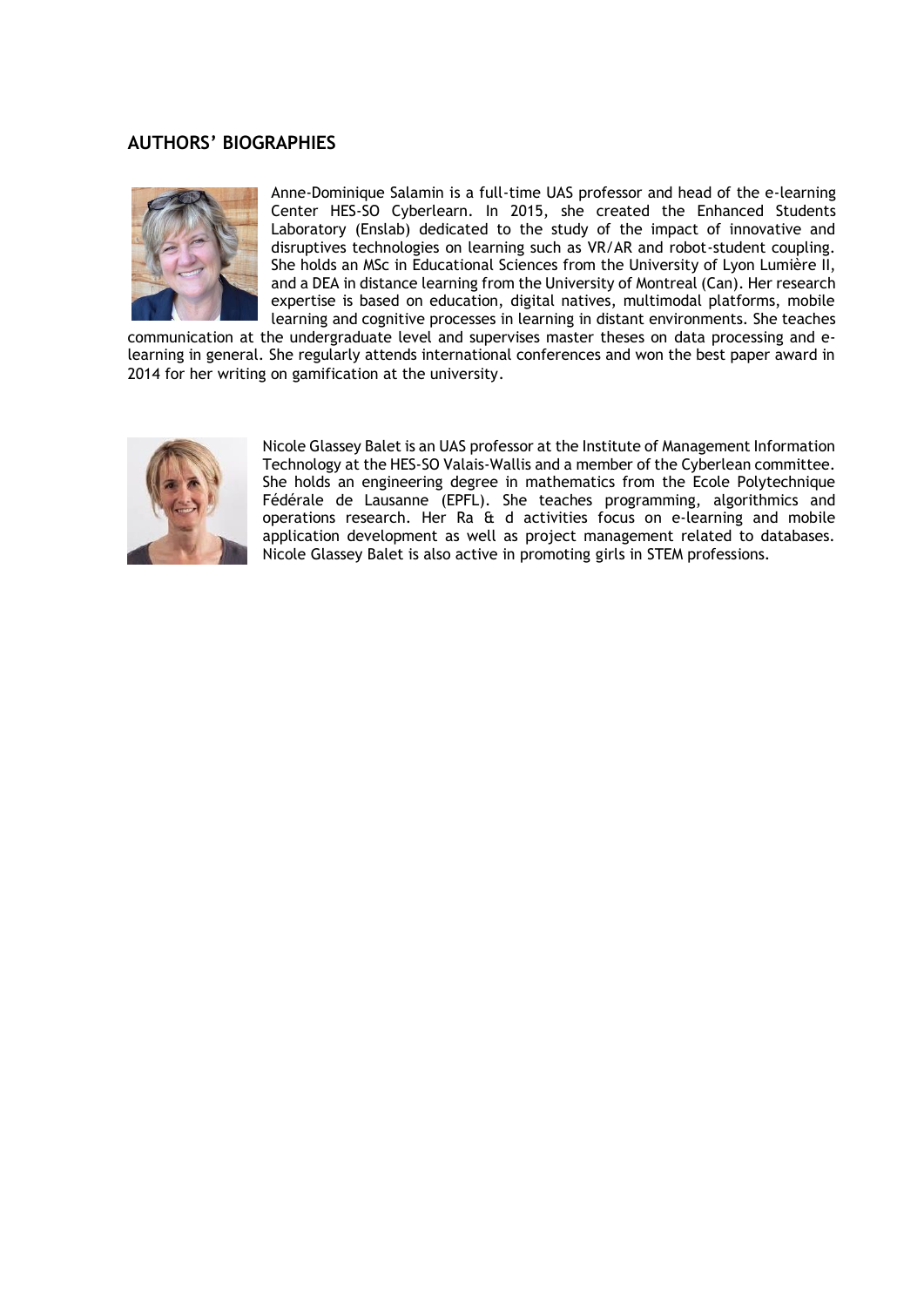## AUTHORS' BIOGRAPHIES

Anne-Dominique Salamin is a full-time UAS professor and head of the e-learning Center HES-SO Cyberlearn. In 2015, she created the Enhanced Students Laboratory (Enslab) dedicated to the study of the impact of innovative and disruptives technologies on learning such as VR/AR and robot-student coupling. She holds an MSc in Educational Sciences from the University of Lyon Lumière II, and a DEA in distance learning from the University of Montreal (Can). Her research expertise is based on education, digital natives, multimodal platforms, mobile learning and cognitive processes in learning in distant environments. She teaches communication at the undergraduate level and supervises master theses on data processing and e-learning in general. She regularly attends international conferences and won the best paper award in 2014 for her writing on gamification at the university.

Nicole Glassey Balet is an UAS professor at the Institute of Management Information Technology at the HES-SO Valais-Wallis and a member of the Cyberlean committee. She holds an engineering degree in mathematics from the Ecole Polytechnique Fédérale de Lausanne (EPFL). She teaches programming, algorithmics and operations research. Her Ra & d activities focus on e-learning and mobile application development as well as project management related to databases. Nicole Glassey Balet is also active in promoting girls in STEM professions.